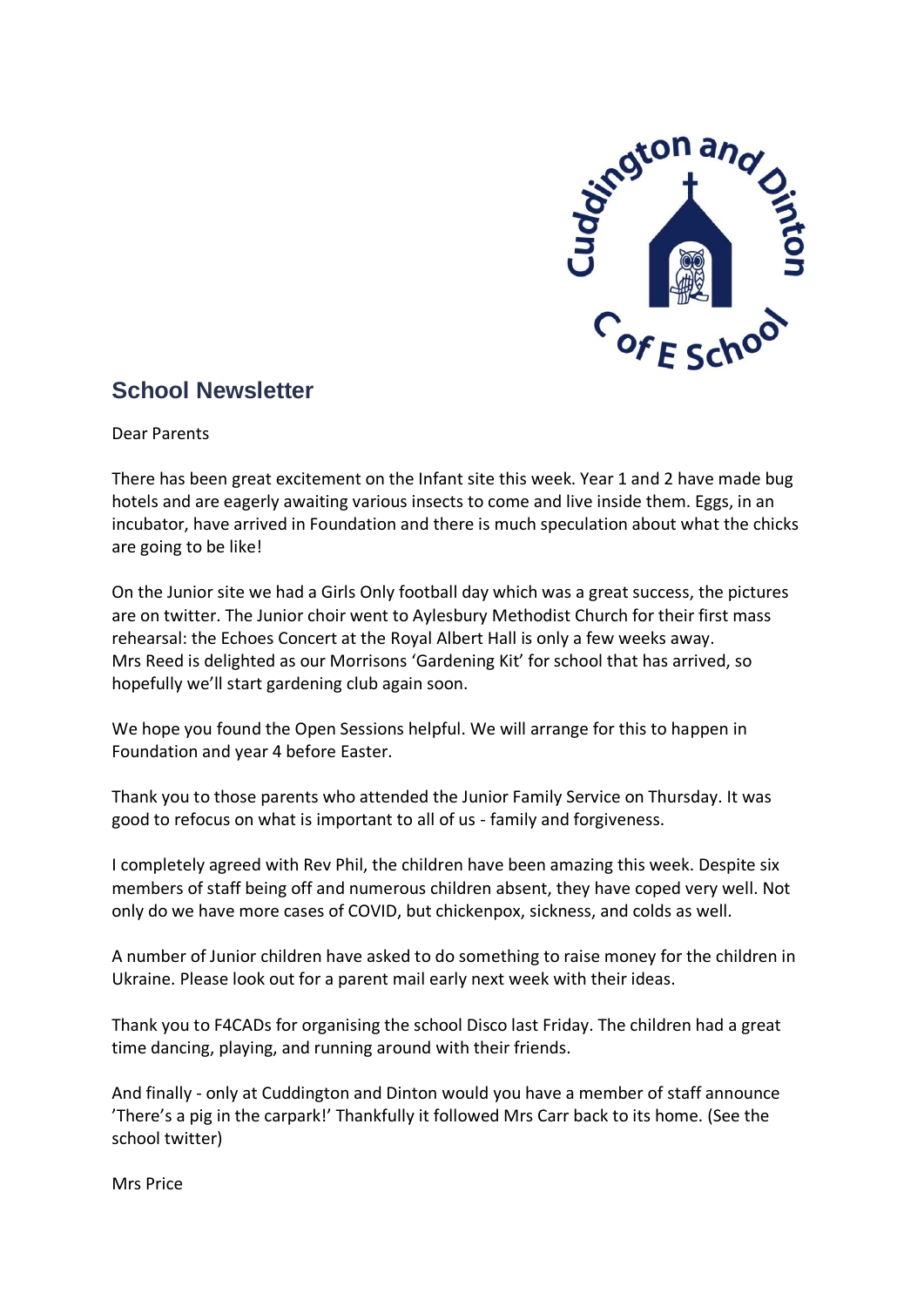# School Newsletter

Dear Parents

There has been great excitement on the Infant site this week. Year 1 and 2 have made bug hotels and are eagerly awaiting various insects to come and live inside them. Eggs, in an incubator, have arrived in Foundation and there is much speculation about what the chicks are going to be like!

On the Junior site we had a Girls Only football day which was a great success, the pictures are on twitter. The Junior choir went to Aylesbury Methodist Church for their first mass rehearsal: the Echoes Concert at the Royal Albert Hall is only a few weeks away.
Mrs Reed is delighted as our Morrisons 'Gardening Kit' for school that has arrived, so hopefully we'll start gardening club again soon.

We hope you found the Open Sessions helpful. We will arrange for this to happen in Foundation and year 4 before Easter.

Thank you to those parents who attended the Junior Family Service on Thursday. It was good to refocus on what is important to all of us - family and forgiveness.

I completely agreed with Rev Phil, the children have been amazing this week. Despite six members of staff being off and numerous children absent, they have coped very well. Not only do we have more cases of COVID, but chickenpox, sickness, and colds as well.

A number of Junior children have asked to do something to raise money for the children in Ukraine. Please look out for a parent mail early next week with their ideas.

Thank you to F4CADs for organising the school Disco last Friday. The children had a great time dancing, playing, and running around with their friends.

And finally - only at Cuddington and Dinton would you have a member of staff announce 'There's a pig in the carpark!' Thankfully it followed Mrs Carr back to its home. (See the school twitter)

Mrs Price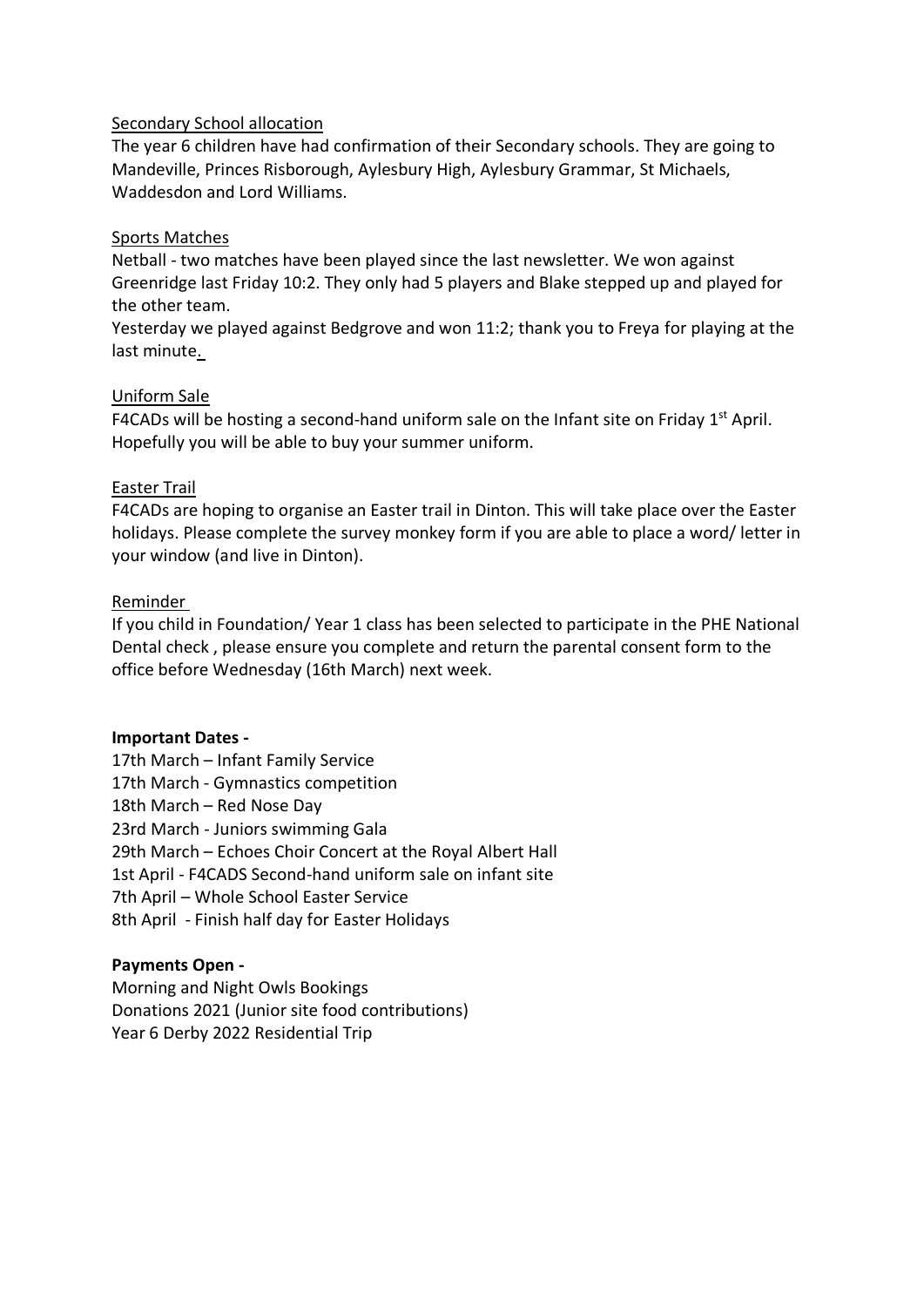<u>Secondary School allocation</u>

The year 6 children have had confirmation of their Secondary schools. They are going to Mandeville, Princes Risborough, Aylesbury High, Aylesbury Grammar, St Michaels, Waddesdon and Lord Williams.

<u>Sports Matches</u>

Netball - two matches have been played since the last newsletter. We won against Greenridge last Friday 10:2. They only had 5 players and Blake stepped up and played for the other team.

Yesterday we played against Bedgrove and won 11:2; thank you to Freya for playing at the last minute.

<u>Uniform Sale</u>

F4CADs will be hosting a second-hand uniform sale on the Infant site on Friday 1st April. Hopefully you will be able to buy your summer uniform.

<u>Easter Trail</u>

F4CADs are hoping to organise an Easter trail in Dinton. This will take place over the Easter holidays. Please complete the survey monkey form if you are able to place a word/ letter in your window (and live in Dinton).

<u>Reminder</u>

If you child in Foundation/ Year 1 class has been selected to participate in the PHE National Dental check , please ensure you complete and return the parental consent form to the office before Wednesday (16th March) next week.

**Important Dates -**

17th March – Infant Family Service
17th March - Gymnastics competition
18th March – Red Nose Day
23rd March - Juniors swimming Gala
29th March – Echoes Choir Concert at the Royal Albert Hall
1st April - F4CADS Second-hand uniform sale on infant site
7th April – Whole School Easter Service
8th April - Finish half day for Easter Holidays

**Payments Open -**

Morning and Night Owls Bookings
Donations 2021 (Junior site food contributions)
Year 6 Derby 2022 Residential Trip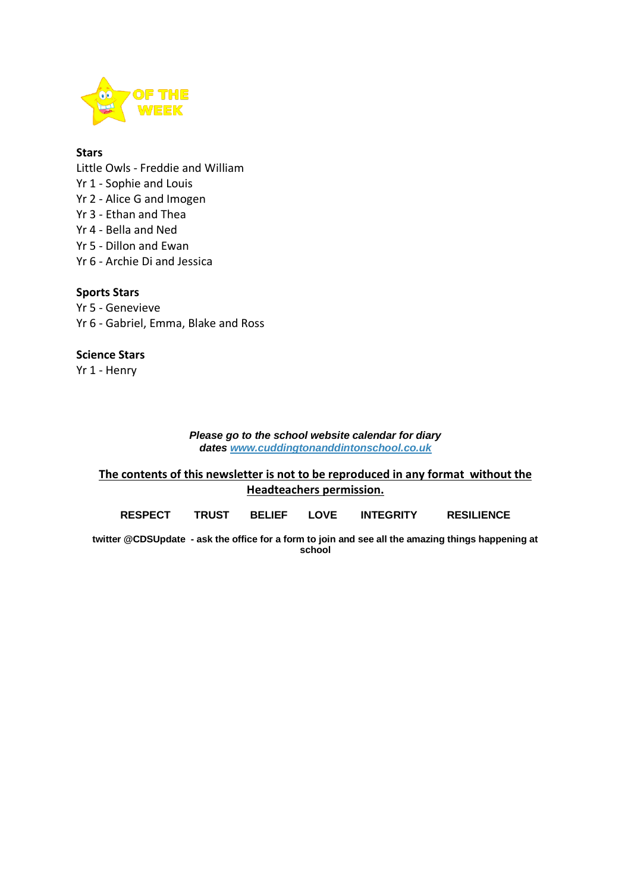OF THE WEEK

**Stars**

Little Owls - Freddie and William
Yr 1 - Sophie and Louis
Yr 2 - Alice G and Imogen
Yr 3 - Ethan and Thea
Yr 4 - Bella and Ned
Yr 5 - Dillon and Ewan
Yr 6 - Archie Di and Jessica

**Sports Stars**

Yr 5 - Genevieve
Yr 6 - Gabriel, Emma, Blake and Ross

**Science Stars**

Yr 1 - Henry

***Please go to the school website calendar for diary dates [www.cuddingtonanddintonschool.co.uk](http://www.cuddingtonanddintonschool.co.uk)***

**The contents of this newsletter is not to be reproduced in any format without the Headteachers permission.**

**RESPECT TRUST BELIEF LOVE INTEGRITY RESILIENCE**

**twitter @CDSUpdate - ask the office for a form to join and see all the amazing things happening at school**